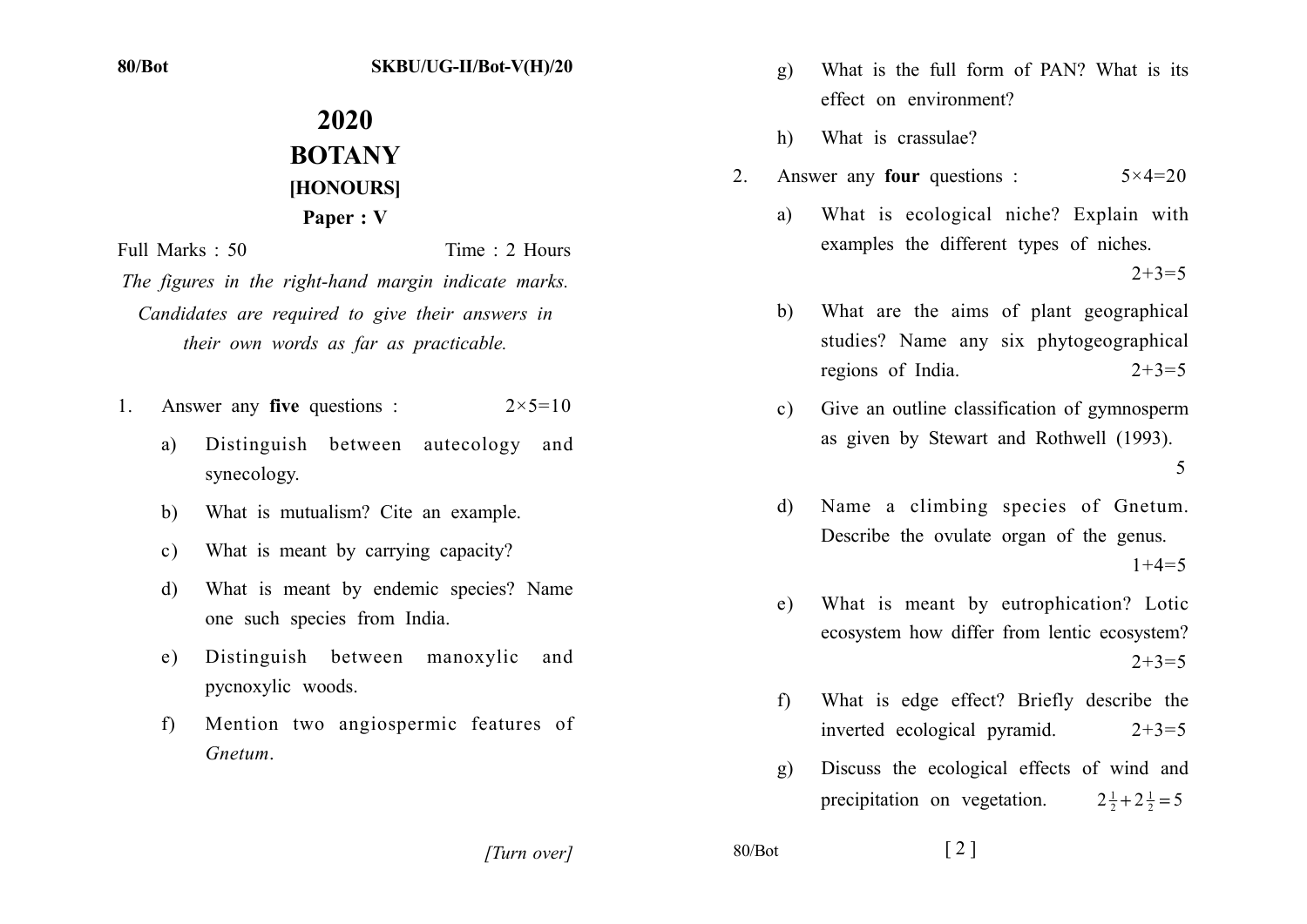# 2020
# BOTANY
## [HONOURS]
## Paper : V

Full Marks : 50 Time : 2 Hours

*The figures in the right-hand margin indicate marks. Candidates are required to give their answers in their own words as far as practicable.*

1. Answer any **five** questions : $2\times5=10$

   a) Distinguish between autecology and synecology.

   b) What is mutualism? Cite an example.

   c) What is meant by carrying capacity?

   d) What is meant by endemic species? Name one such species from India.

   e) Distinguish between manoxylic and pycnoxylic woods.

   f) Mention two angiospermic features of *Gnetum*.

   g) What is the full form of PAN? What is its effect on environment?

   h) What is crassulae?

2. Answer any **four** questions : $5\times4=20$

   a) What is ecological niche? Explain with examples the different types of niches. $2+3=5$

   b) What are the aims of plant geographical studies? Name any six phytogeographical regions of India. $2+3=5$

   c) Give an outline classification of gymnosperm as given by Stewart and Rothwell (1993). 5

   d) Name a climbing species of Gnetum. Describe the ovulate organ of the genus. $1+4=5$

   e) What is meant by eutrophication? Lotic ecosystem how differ from lentic ecosystem? $2+3=5$

   f) What is edge effect? Briefly describe the inverted ecological pyramid. $2+3=5$

   g) Discuss the ecological effects of wind and precipitation on vegetation. $2\frac{1}{2}+2\frac{1}{2}=5$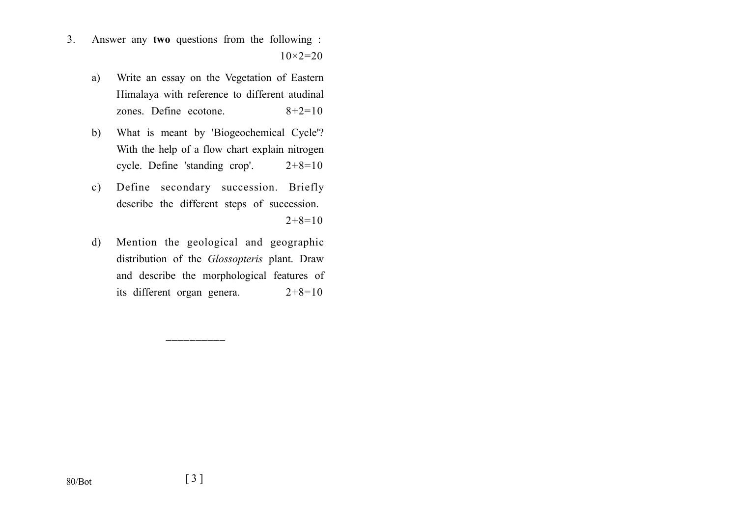3. Answer any **two** questions from the following : $10\times2=20$

   a) Write an essay on the Vegetation of Eastern Himalaya with reference to different atudinal zones. Define ecotone. 8+2=10

   b) What is meant by 'Biogeochemical Cycle'? With the help of a flow chart explain nitrogen cycle. Define 'standing crop'. 2+8=10

   c) Define secondary succession. Briefly describe the different steps of succession. 2+8=10

   d) Mention the geological and geographic distribution of the *Glossopteris* plant. Draw and describe the morphological features of its different organ genera. 2+8=10

——————

80/Bot